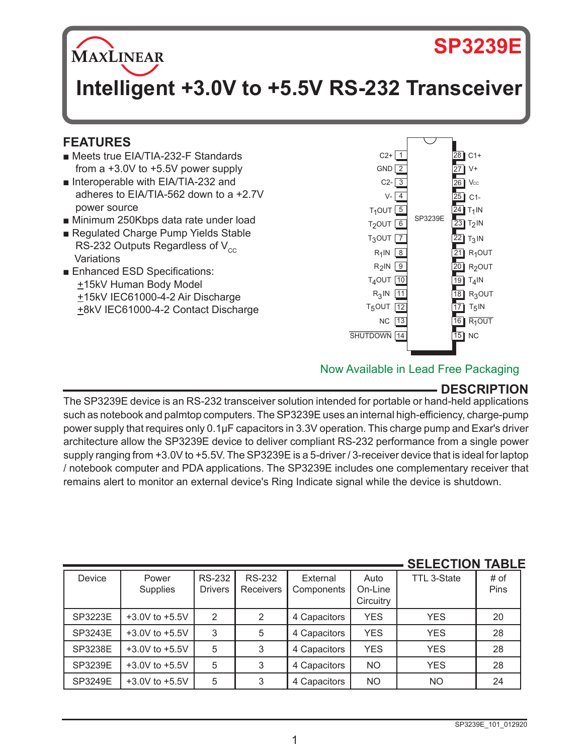# SP3239E

## Intelligent +3.0V to +5.5V RS-232 Transceiver

## FEATURES

- Meets true EIA/TIA-232-F Standards from a +3.0V to +5.5V power supply
- Interoperable with EIA/TIA-232 and adheres to EIA/TIA-562 down to a +2.7V power source
- Minimum 250Kbps data rate under load
- Regulated Charge Pump Yields Stable RS-232 Outputs Regardless of $V_{CC}$ Variations
- Enhanced ESD Specifications:
  - ±15kV Human Body Model
  - ±15kV IEC61000-4-2 Air Discharge
  - ±8kV IEC61000-4-2 Contact Discharge

| Pin | Name | Pin | Name |
|---|---|---|---|
| 1 | C2+ | 28 | C1+ |
| 2 | GND | 27 | V+ |
| 3 | C2- | 26 | Vcc |
| 4 | V- | 25 | C1- |
| 5 | $T_1$OUT | 24 | $T_1$IN |
| 6 | $T_2$OUT | 23 | $T_2$IN |
| 7 | $T_3$OUT | 22 | $T_3$IN |
| 8 | $R_1$IN | 21 | $R_1$OUT |
| 9 | $R_2$IN | 20 | $R_2$OUT |
| 10 | $T_4$OUT | 19 | $T_4$IN |
| 11 | $R_3$IN | 18 | $R_3$OUT |
| 12 | $T_5$OUT | 17 | $T_5$IN |
| 13 | NC | 16 | $\overline{R_1OUT}$ |
| 14 | $\overline{SHUTDOWN}$ | 15 | NC |

SP3239E

Now Available in Lead Free Packaging

## DESCRIPTION

The SP3239E device is an RS-232 transceiver solution intended for portable or hand-held applications such as notebook and palmtop computers. The SP3239E uses an internal high-efficiency, charge-pump power supply that requires only 0.1µF capacitors in 3.3V operation. This charge pump and Exar's driver architecture allow the SP3239E device to deliver compliant RS-232 performance from a single power supply ranging from +3.0V to +5.5V. The SP3239E is a 5-driver / 3-receiver device that is ideal for laptop / notebook computer and PDA applications. The SP3239E includes one complementary receiver that remains alert to monitor an external device's Ring Indicate signal while the device is shutdown.

## SELECTION TABLE

| Device | Power Supplies | RS-232 Drivers | RS-232 Receivers | External Components | Auto On-Line Circuitry | TTL 3-State | # of Pins |
|---|---|---|---|---|---|---|---|
| SP3223E | +3.0V to +5.5V | 2 | 2 | 4 Capacitors | YES | YES | 20 |
| SP3243E | +3.0V to +5.5V | 3 | 5 | 4 Capacitors | YES | YES | 28 |
| SP3238E | +3.0V to +5.5V | 5 | 3 | 4 Capacitors | YES | YES | 28 |
| SP3239E | +3.0V to +5.5V | 5 | 3 | 4 Capacitors | NO | YES | 28 |
| SP3249E | +3.0V to +5.5V | 5 | 3 | 4 Capacitors | NO | NO | 24 |

SP3239E_101_012920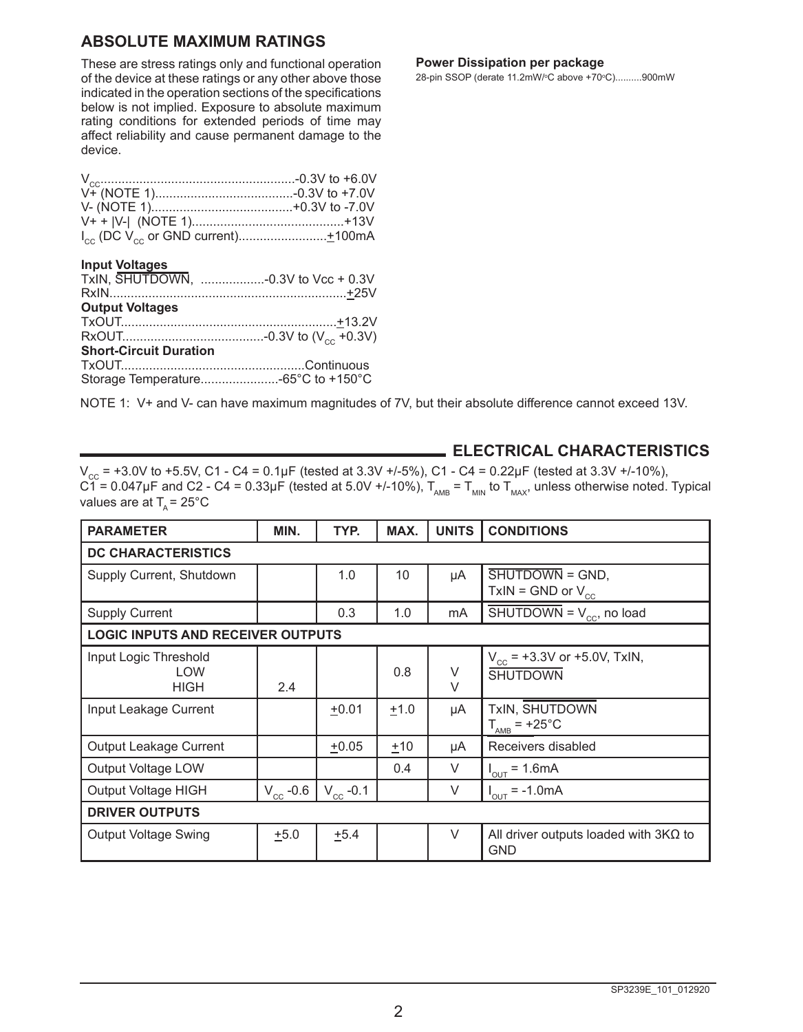## ABSOLUTE MAXIMUM RATINGS

These are stress ratings only and functional operation of the device at these ratings or any other above those indicated in the operation sections of the specifications below is not implied. Exposure to absolute maximum rating conditions for extended periods of time may affect reliability and cause permanent damage to the device.

$V_{CC}$.......................................................-0.3V to +6.0V
V+ (NOTE 1).......................................-0.3V to +7.0V
V- (NOTE 1)........................................+0.3V to -7.0V
V+ + |V-| (NOTE 1)...........................................+13V
$I_{CC}$ (DC $V_{CC}$ or GND current).........................±100mA

**Input Voltages**
TxIN, $\overline{\text{SHUTDOWN}}$, ..................-0.3V to Vcc + 0.3V
RxIN...................................................................±25V
**Output Voltages**
TxOUT.............................................................±13.2V
RxOUT........................................-0.3V to ($V_{CC}$ +0.3V)
**Short-Circuit Duration**
TxOUT....................................................Continuous
Storage Temperature......................-65°C to +150°C

**Power Dissipation per package**
28-pin SSOP (derate 11.2mW/°C above +70°C)..........900mW

NOTE 1: V+ and V- can have maximum magnitudes of 7V, but their absolute difference cannot exceed 13V.

## ELECTRICAL CHARACTERISTICS

$V_{CC}$ = +3.0V to +5.5V, C1 - C4 = 0.1µF (tested at 3.3V +/-5%), C1 - C4 = 0.22µF (tested at 3.3V +/-10%), C1 = 0.047µF and C2 - C4 = 0.33µF (tested at 5.0V +/-10%), $T_{AMB}$ = $T_{MIN}$ to $T_{MAX}$, unless otherwise noted. Typical values are at $T_A$ = 25°C

| PARAMETER | MIN. | TYP. | MAX. | UNITS | CONDITIONS |
|---|---|---|---|---|---|
| **DC CHARACTERISTICS** | | | | | |
| Supply Current, Shutdown | | 1.0 | 10 | µA | $\overline{\text{SHUTDOWN}}$ = GND, TxIN = GND or $V_{CC}$ |
| Supply Current | | 0.3 | 1.0 | mA | $\overline{\text{SHUTDOWN}}$ = $V_{CC}$, no load |
| **LOGIC INPUTS AND RECEIVER OUTPUTS** | | | | | |
| Input Logic Threshold LOW<br>HIGH | <br>2.4 | | 0.8 | V<br>V | $V_{CC}$ = +3.3V or +5.0V, TxIN, $\overline{\text{SHUTDOWN}}$ |
| Input Leakage Current | | ±0.01 | ±1.0 | µA | TxIN, $\overline{\text{SHUTDOWN}}$ $T_{AMB}$ = +25°C |
| Output Leakage Current | | ±0.05 | ±10 | µA | Receivers disabled |
| Output Voltage LOW | | | 0.4 | V | $I_{OUT}$ = 1.6mA |
| Output Voltage HIGH | $V_{CC}$ -0.6 | $V_{CC}$ -0.1 | | V | $I_{OUT}$ = -1.0mA |
| **DRIVER OUTPUTS** | | | | | |
| Output Voltage Swing | ±5.0 | ±5.4 | | V | All driver outputs loaded with 3KΩ to GND |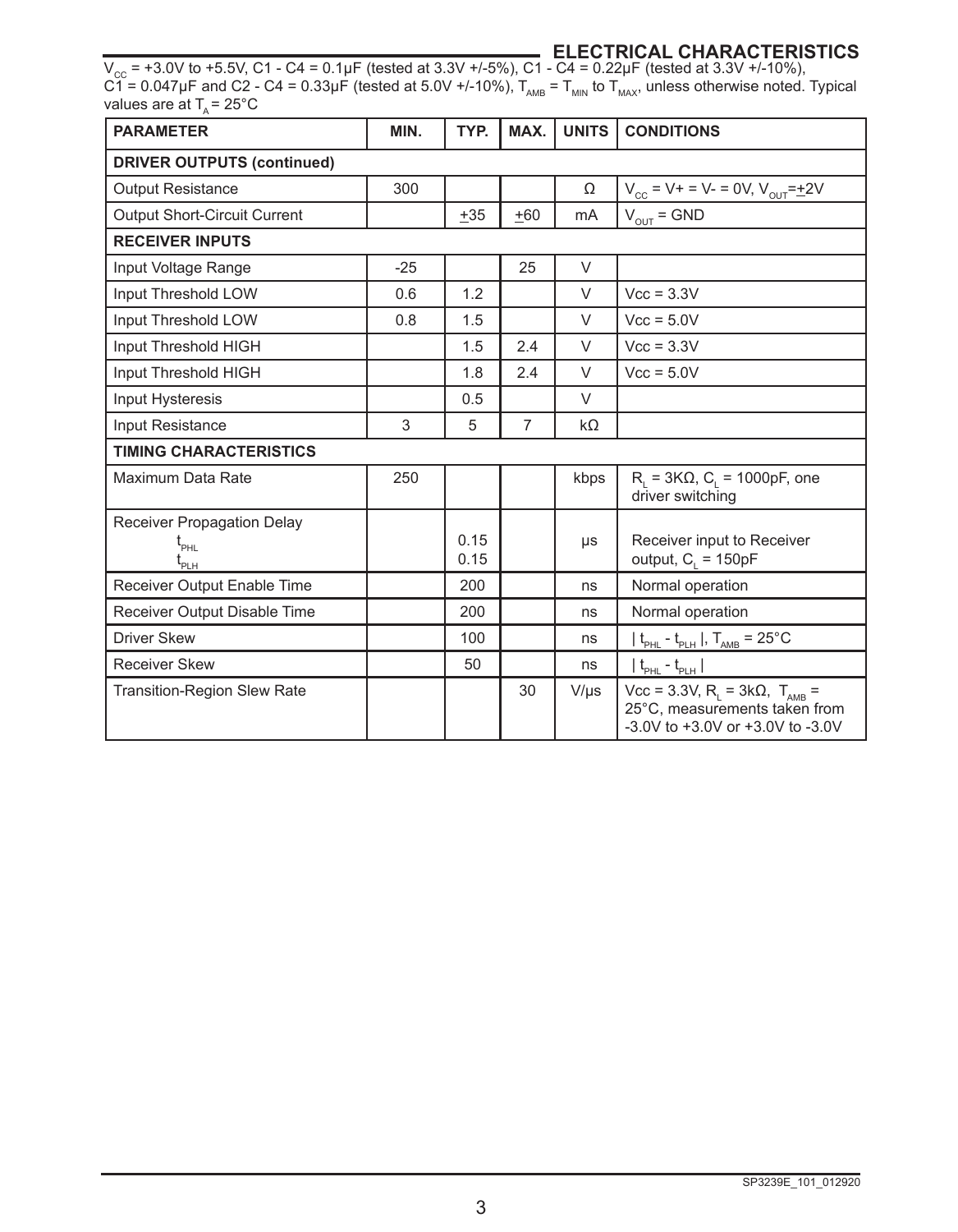## ELECTRICAL CHARACTERISTICS

$V_{CC}$ = +3.0V to +5.5V, C1 - C4 = 0.1µF (tested at 3.3V +/-5%), C1 - C4 = 0.22µF (tested at 3.3V +/-10%), C1 = 0.047µF and C2 - C4 = 0.33µF (tested at 5.0V +/-10%), $T_{AMB}$ = $T_{MIN}$ to $T_{MAX}$, unless otherwise noted. Typical values are at $T_A$ = 25°C

| PARAMETER | MIN. | TYP. | MAX. | UNITS | CONDITIONS |
|---|---|---|---|---|---|
| **DRIVER OUTPUTS (continued)** | | | | | |
| Output Resistance | 300 | | | Ω | $V_{CC}$ = V+ = V- = 0V, $V_{OUT}$=±2V |
| Output Short-Circuit Current | | ±35 | ±60 | mA | $V_{OUT}$ = GND |
| **RECEIVER INPUTS** | | | | | |
| Input Voltage Range | -25 | | 25 | V | |
| Input Threshold LOW | 0.6 | 1.2 | | V | Vcc = 3.3V |
| Input Threshold LOW | 0.8 | 1.5 | | V | Vcc = 5.0V |
| Input Threshold HIGH | | 1.5 | 2.4 | V | Vcc = 3.3V |
| Input Threshold HIGH | | 1.8 | 2.4 | V | Vcc = 5.0V |
| Input Hysteresis | | 0.5 | | V | |
| Input Resistance | 3 | 5 | 7 | kΩ | |
| **TIMING CHARACTERISTICS** | | | | | |
| Maximum Data Rate | 250 | | | kbps | $R_L$ = 3KΩ, $C_L$ = 1000pF, one driver switching |
| Receiver Propagation Delay $t_{PHL}$ $t_{PLH}$ | | 0.15 0.15 | | µs | Receiver input to Receiver output, $C_L$ = 150pF |
| Receiver Output Enable Time | | 200 | | ns | Normal operation |
| Receiver Output Disable Time | | 200 | | ns | Normal operation |
| Driver Skew | | 100 | | ns | $\| t_{PHL} - t_{PLH} \|$, $T_{AMB}$ = 25°C |
| Receiver Skew | | 50 | | ns | $\| t_{PHL} - t_{PLH} \|$ |
| Transition-Region Slew Rate | | | 30 | V/µs | Vcc = 3.3V, $R_L$ = 3kΩ, $T_{AMB}$ = 25°C, measurements taken from -3.0V to +3.0V or +3.0V to -3.0V |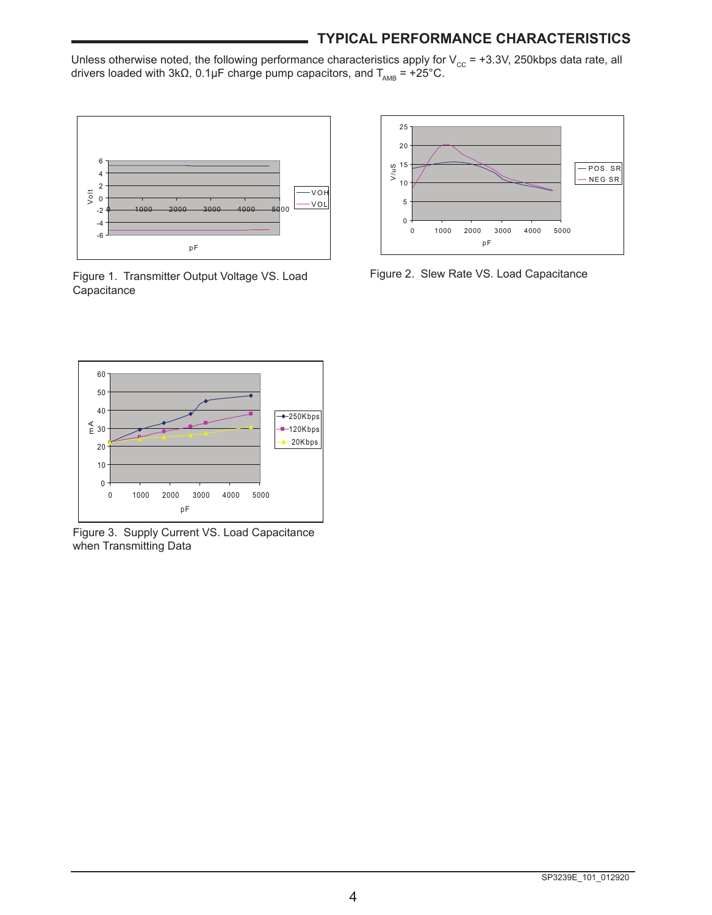## TYPICAL PERFORMANCE CHARACTERISTICS

Unless otherwise noted, the following performance characteristics apply for $V_{CC}$ = +3.3V, 250kbps data rate, all drivers loaded with 3kΩ, 0.1µF charge pump capacitors, and $T_{AMB}$ = +25°C.

Figure 1. Transmitter Output Voltage VS. Load Capacitance

Figure 2. Slew Rate VS. Load Capacitance

Figure 3. Supply Current VS. Load Capacitance when Transmitting Data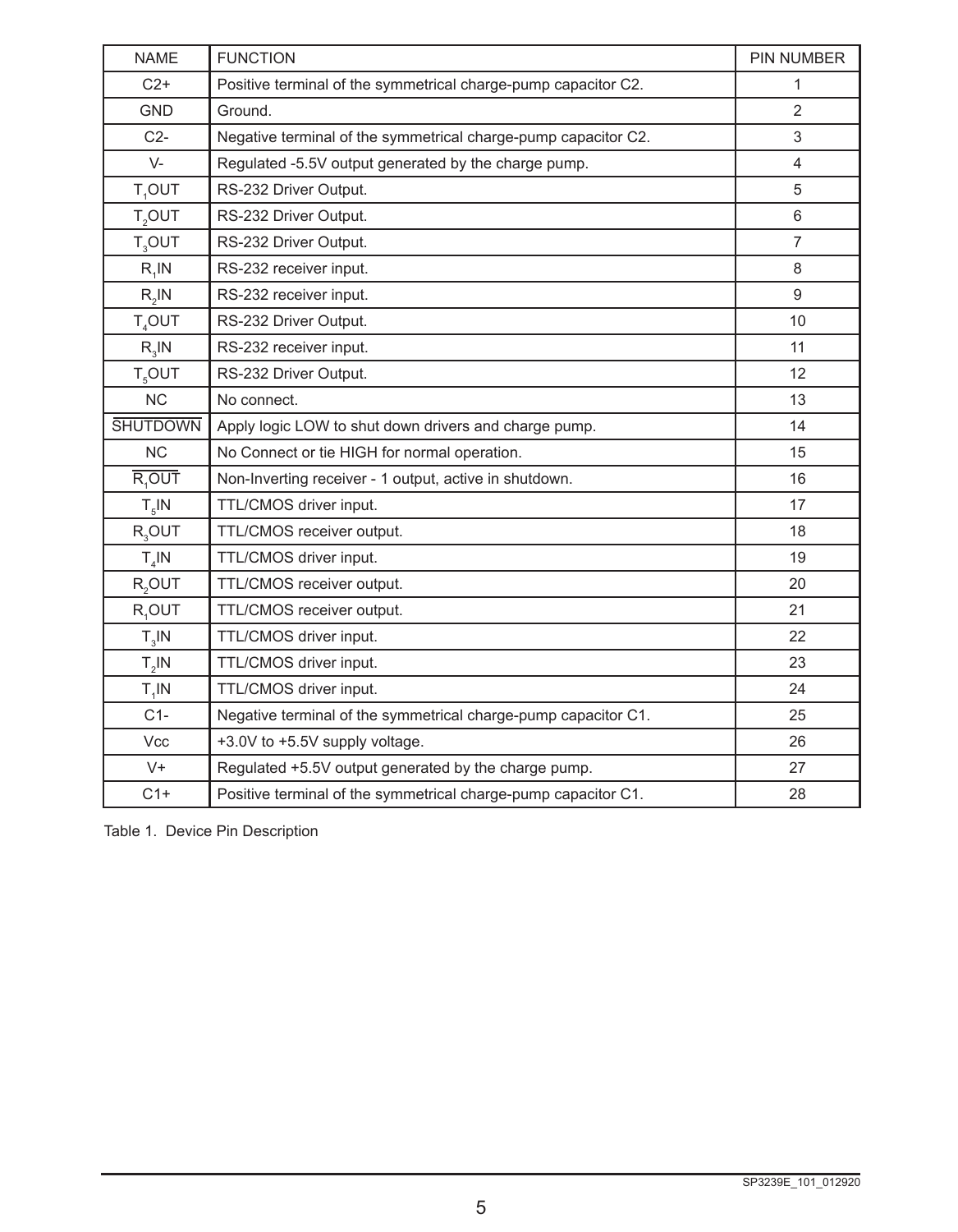| NAME | FUNCTION | PIN NUMBER |
|---|---|---|
| C2+ | Positive terminal of the symmetrical charge-pump capacitor C2. | 1 |
| GND | Ground. | 2 |
| C2- | Negative terminal of the symmetrical charge-pump capacitor C2. | 3 |
| V- | Regulated -5.5V output generated by the charge pump. | 4 |
| $T_1$OUT | RS-232 Driver Output. | 5 |
| $T_2$OUT | RS-232 Driver Output. | 6 |
| $T_3$OUT | RS-232 Driver Output. | 7 |
| $R_1$IN | RS-232 receiver input. | 8 |
| $R_2$IN | RS-232 receiver input. | 9 |
| $T_4$OUT | RS-232 Driver Output. | 10 |
| $R_3$IN | RS-232 receiver input. | 11 |
| $T_5$OUT | RS-232 Driver Output. | 12 |
| NC | No connect. | 13 |
| $\overline{\text{SHUTDOWN}}$ | Apply logic LOW to shut down drivers and charge pump. | 14 |
| NC | No Connect or tie HIGH for normal operation. | 15 |
| $\overline{R_1\text{OUT}}$ | Non-Inverting receiver - 1 output, active in shutdown. | 16 |
| $T_5$IN | TTL/CMOS driver input. | 17 |
| $R_3$OUT | TTL/CMOS receiver output. | 18 |
| $T_4$IN | TTL/CMOS driver input. | 19 |
| $R_2$OUT | TTL/CMOS receiver output. | 20 |
| $R_1$OUT | TTL/CMOS receiver output. | 21 |
| $T_3$IN | TTL/CMOS driver input. | 22 |
| $T_2$IN | TTL/CMOS driver input. | 23 |
| $T_1$IN | TTL/CMOS driver input. | 24 |
| C1- | Negative terminal of the symmetrical charge-pump capacitor C1. | 25 |
| Vcc | +3.0V to +5.5V supply voltage. | 26 |
| V+ | Regulated +5.5V output generated by the charge pump. | 27 |
| C1+ | Positive terminal of the symmetrical charge-pump capacitor C1. | 28 |

Table 1. Device Pin Description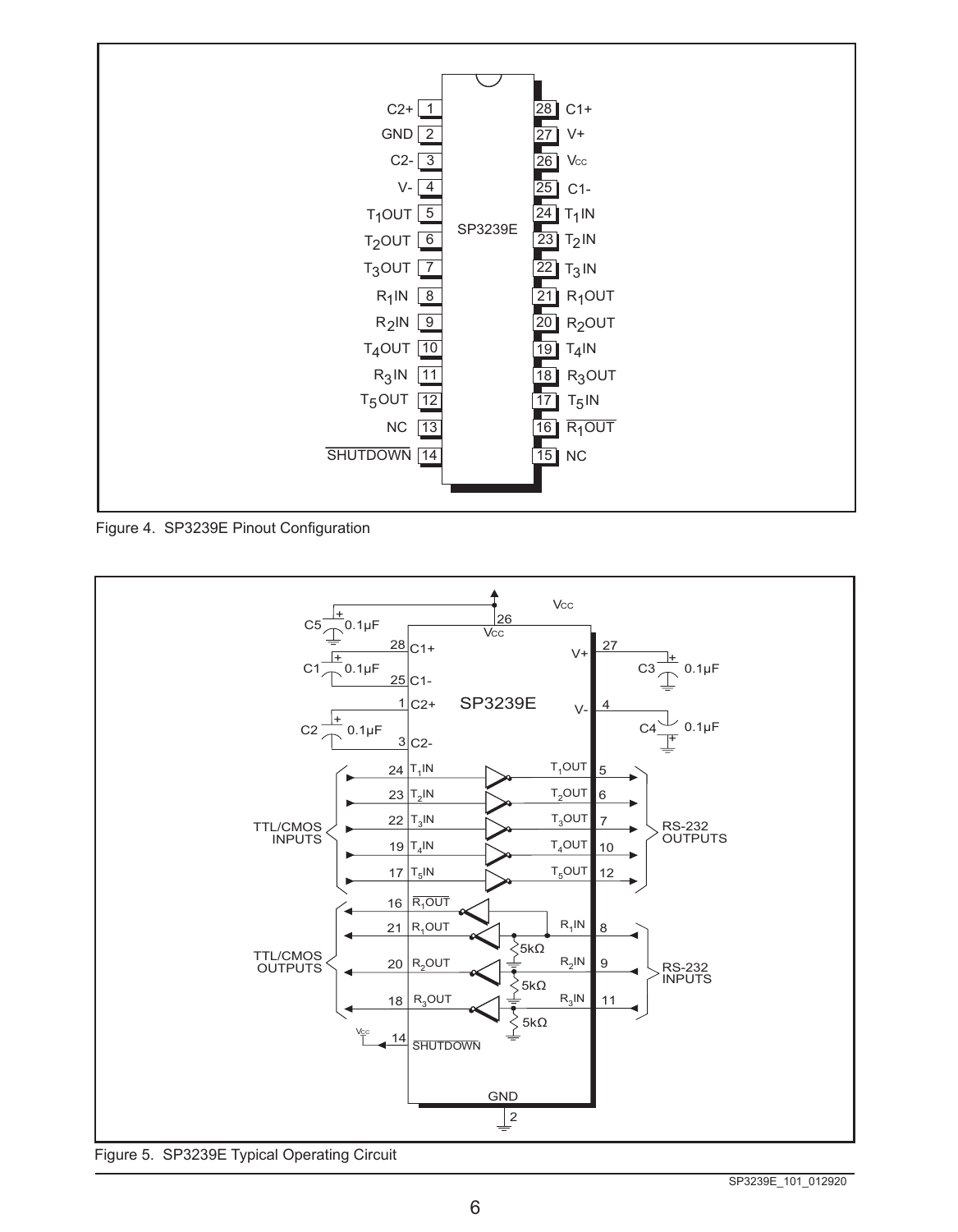Figure 4. SP3239E Pinout Configuration

Figure 5. SP3239E Typical Operating Circuit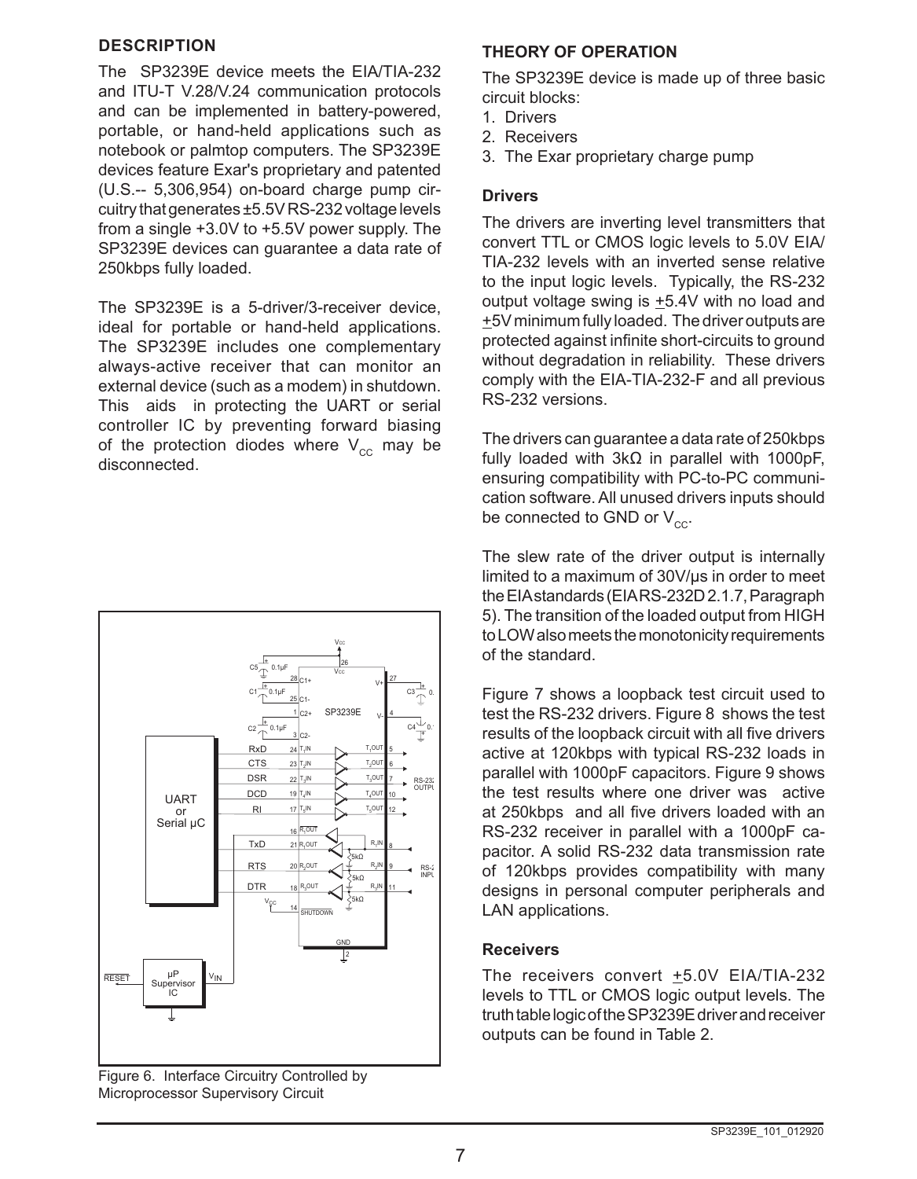## DESCRIPTION

The SP3239E device meets the EIA/TIA-232 and ITU-T V.28/V.24 communication protocols and can be implemented in battery-powered, portable, or hand-held applications such as notebook or palmtop computers. The SP3239E devices feature Exar's proprietary and patented (U.S.-- 5,306,954) on-board charge pump circuitry that generates ±5.5V RS-232 voltage levels from a single +3.0V to +5.5V power supply. The SP3239E devices can guarantee a data rate of 250kbps fully loaded.

The SP3239E is a 5-driver/3-receiver device, ideal for portable or hand-held applications. The SP3239E includes one complementary always-active receiver that can monitor an external device (such as a modem) in shutdown. This aids in protecting the UART or serial controller IC by preventing forward biasing of the protection diodes where $V_{CC}$ may be disconnected.

Figure 6. Interface Circuitry Controlled by Microprocessor Supervisory Circuit

## THEORY OF OPERATION

The SP3239E device is made up of three basic circuit blocks:

1. Drivers
2. Receivers
3. The Exar proprietary charge pump

### Drivers

The drivers are inverting level transmitters that convert TTL or CMOS logic levels to 5.0V EIA/TIA-232 levels with an inverted sense relative to the input logic levels. Typically, the RS-232 output voltage swing is ±5.4V with no load and ±5V minimum fully loaded. The driver outputs are protected against infinite short-circuits to ground without degradation in reliability. These drivers comply with the EIA-TIA-232-F and all previous RS-232 versions.

The drivers can guarantee a data rate of 250kbps fully loaded with 3kΩ in parallel with 1000pF, ensuring compatibility with PC-to-PC communication software. All unused drivers inputs should be connected to GND or $V_{CC}$.

The slew rate of the driver output is internally limited to a maximum of 30V/µs in order to meet the EIA standards (EIA RS-232D 2.1.7, Paragraph 5). The transition of the loaded output from HIGH to LOW also meets the monotonicity requirements of the standard.

Figure 7 shows a loopback test circuit used to test the RS-232 drivers. Figure 8 shows the test results of the loopback circuit with all five drivers active at 120kbps with typical RS-232 loads in parallel with 1000pF capacitors. Figure 9 shows the test results where one driver was active at 250kbps and all five drivers loaded with an RS-232 receiver in parallel with a 1000pF capacitor. A solid RS-232 data transmission rate of 120kbps provides compatibility with many designs in personal computer peripherals and LAN applications.

### Receivers

The receivers convert ±5.0V EIA/TIA-232 levels to TTL or CMOS logic output levels. The truth table logic of the SP3239E driver and receiver outputs can be found in Table 2.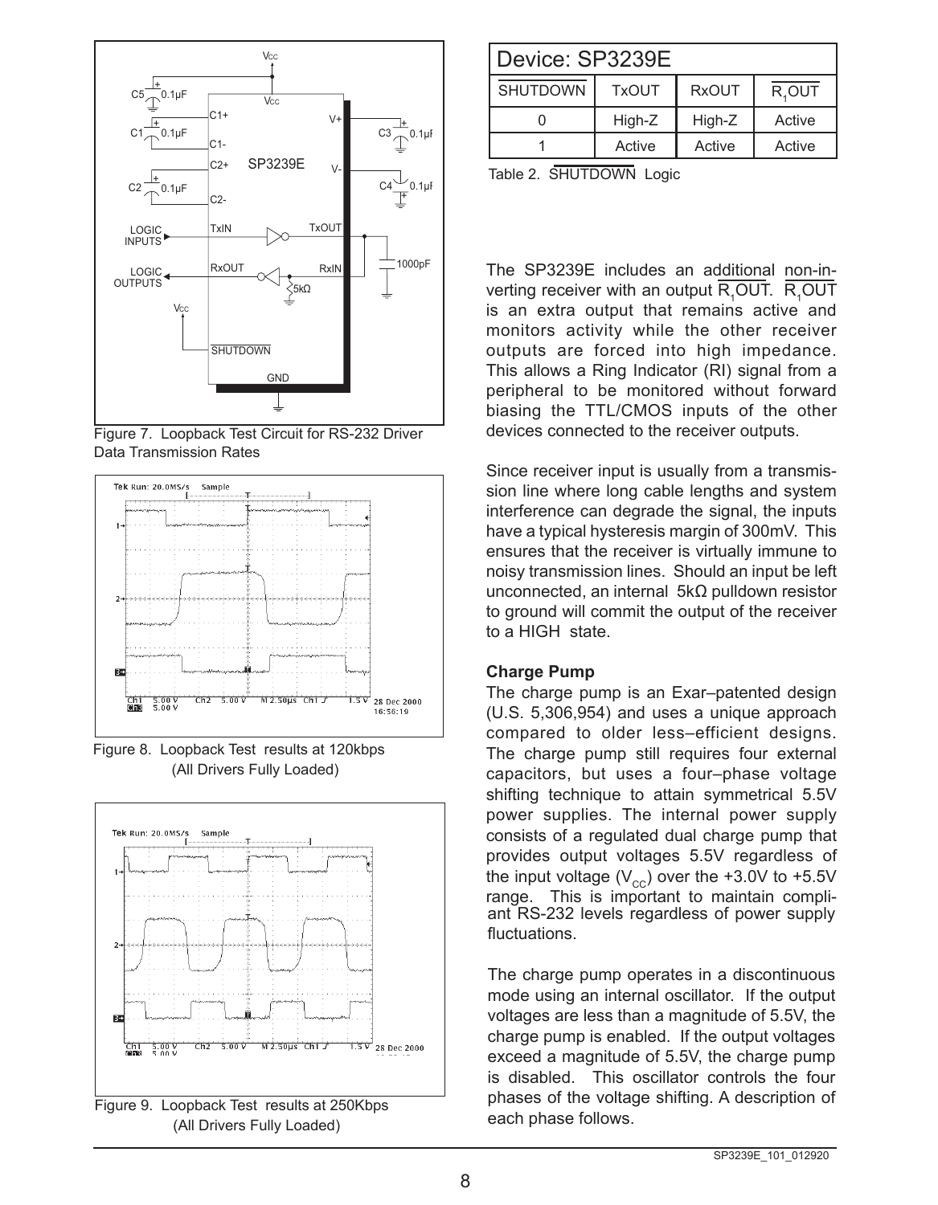Figure 7. Loopback Test Circuit for RS-232 Driver Data Transmission Rates

Figure 8. Loopback Test results at 120kbps (All Drivers Fully Loaded)

Figure 9. Loopback Test results at 250Kbps (All Drivers Fully Loaded)

| Device: SP3239E | | | |
|---|---|---|---|
| $\overline{\text{SHUTDOWN}}$ | TxOUT | RxOUT | $\overline{R_1\text{OUT}}$ |
| 0 | High-Z | High-Z | Active |
| 1 | Active | Active | Active |

Table 2. $\overline{\text{SHUTDOWN}}$ Logic

The SP3239E includes an additional non-inverting receiver with an output $\overline{R_1\text{OUT}}$. $\overline{R_1\text{OUT}}$ is an extra output that remains active and monitors activity while the other receiver outputs are forced into high impedance. This allows a Ring Indicator (RI) signal from a peripheral to be monitored without forward biasing the TTL/CMOS inputs of the other devices connected to the receiver outputs.

Since receiver input is usually from a transmission line where long cable lengths and system interference can degrade the signal, the inputs have a typical hysteresis margin of 300mV. This ensures that the receiver is virtually immune to noisy transmission lines. Should an input be left unconnected, an internal 5kΩ pulldown resistor to ground will commit the output of the receiver to a HIGH state.

**Charge Pump**

The charge pump is an Exar–patented design (U.S. 5,306,954) and uses a unique approach compared to older less–efficient designs. The charge pump still requires four external capacitors, but uses a four–phase voltage shifting technique to attain symmetrical 5.5V power supplies. The internal power supply consists of a regulated dual charge pump that provides output voltages 5.5V regardless of the input voltage ($V_{CC}$) over the +3.0V to +5.5V range. This is important to maintain compliant RS-232 levels regardless of power supply fluctuations.

The charge pump operates in a discontinuous mode using an internal oscillator. If the output voltages are less than a magnitude of 5.5V, the charge pump is enabled. If the output voltages exceed a magnitude of 5.5V, the charge pump is disabled. This oscillator controls the four phases of the voltage shifting. A description of each phase follows.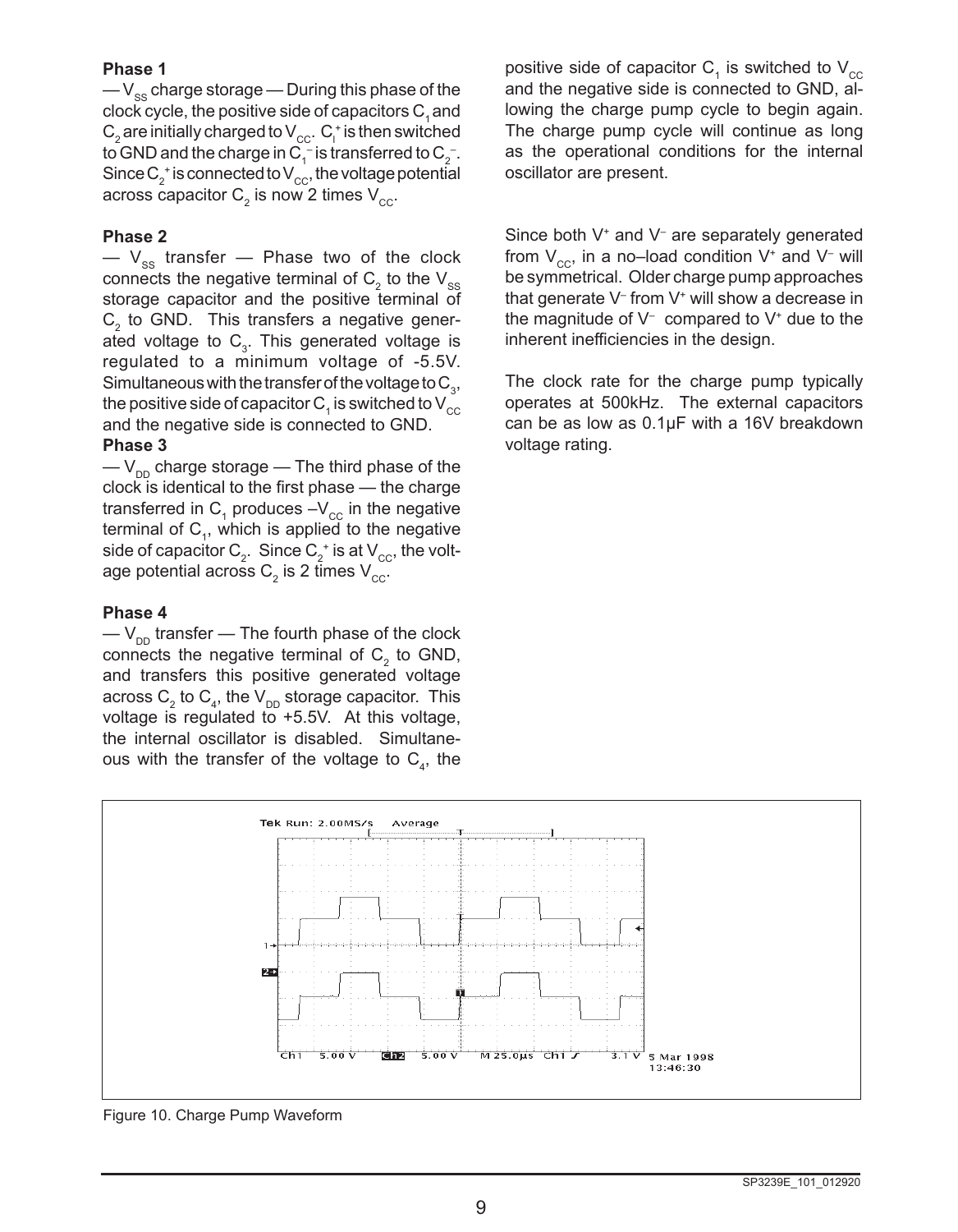**Phase 1**

— $V_{SS}$ charge storage — During this phase of the clock cycle, the positive side of capacitors $C_1$ and $C_2$ are initially charged to $V_{CC}$. $C_l^+$ is then switched to GND and the charge in $C_1^-$ is transferred to $C_2^-$. Since $C_2^+$ is connected to $V_{CC}$, the voltage potential across capacitor $C_2$ is now 2 times $V_{CC}$.

**Phase 2**

— $V_{SS}$ transfer — Phase two of the clock connects the negative terminal of $C_2$ to the $V_{SS}$ storage capacitor and the positive terminal of $C_2$ to GND. This transfers a negative generated voltage to $C_3$. This generated voltage is regulated to a minimum voltage of -5.5V. Simultaneous with the transfer of the voltage to $C_3$, the positive side of capacitor $C_1$ is switched to $V_{CC}$ and the negative side is connected to GND.

**Phase 3**

— $V_{DD}$ charge storage — The third phase of the clock is identical to the first phase — the charge transferred in $C_1$ produces $-V_{CC}$ in the negative terminal of $C_1$, which is applied to the negative side of capacitor $C_2$. Since $C_2^+$ is at $V_{CC}$, the voltage potential across $C_2$ is 2 times $V_{CC}$.

**Phase 4**

— $V_{DD}$ transfer — The fourth phase of the clock connects the negative terminal of $C_2$ to GND, and transfers this positive generated voltage across $C_2$ to $C_4$, the $V_{DD}$ storage capacitor. This voltage is regulated to +5.5V. At this voltage, the internal oscillator is disabled. Simultaneous with the transfer of the voltage to $C_4$, the positive side of capacitor $C_1$ is switched to $V_{CC}$ and the negative side is connected to GND, allowing the charge pump cycle to begin again. The charge pump cycle will continue as long as the operational conditions for the internal oscillator are present.

Since both $V^+$ and $V^-$ are separately generated from $V_{CC}$, in a no–load condition $V^+$ and $V^-$ will be symmetrical. Older charge pump approaches that generate $V^-$ from $V^+$ will show a decrease in the magnitude of $V^-$ compared to $V^+$ due to the inherent inefficiencies in the design.

The clock rate for the charge pump typically operates at 500kHz. The external capacitors can be as low as 0.1μF with a 16V breakdown voltage rating.

Figure 10. Charge Pump Waveform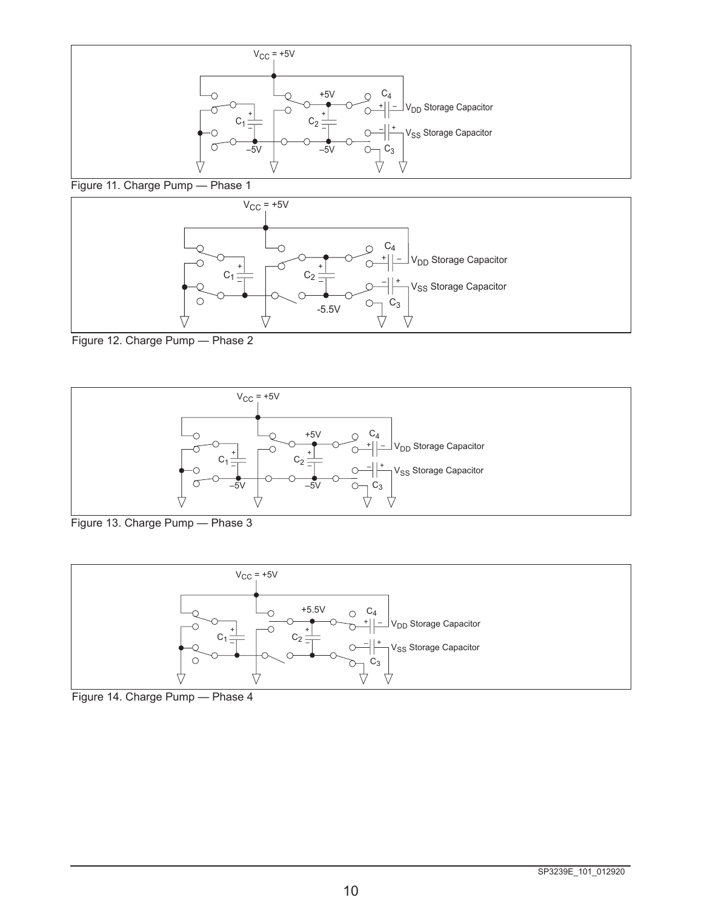$V_{CC}$ = +5V

+5V

$C_4$

$V_{DD}$ Storage Capacitor

$C_1$

$C_2$

$V_{SS}$ Storage Capacitor

–5V

–5V

$C_3$

Figure 11. Charge Pump — Phase 1

$V_{CC}$ = +5V

$C_4$

$V_{DD}$ Storage Capacitor

$C_1$

$C_2$

$V_{SS}$ Storage Capacitor

$C_3$

-5.5V

Figure 12. Charge Pump — Phase 2

$V_{CC}$ = +5V

+5V

$C_4$

$V_{DD}$ Storage Capacitor

$C_1$

$C_2$

$V_{SS}$ Storage Capacitor

–5V

–5V

$C_3$

Figure 13. Charge Pump — Phase 3

$V_{CC}$ = +5V

+5.5V

$C_4$

$V_{DD}$ Storage Capacitor

$C_1$

$C_2$

$V_{SS}$ Storage Capacitor

$C_3$

Figure 14. Charge Pump — Phase 4

SP3239E_101_012920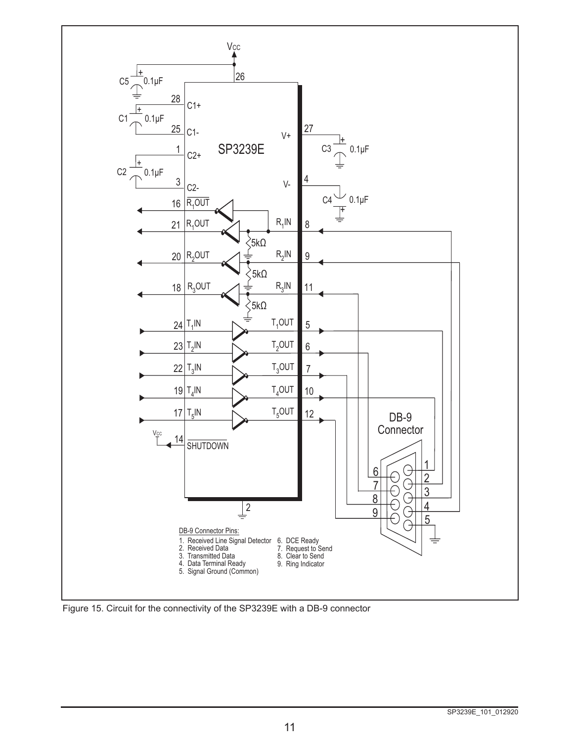DB-9 Connector Pins:

1. Received Line Signal Detector
2. Received Data
3. Transmitted Data
4. Data Terminal Ready
5. Signal Ground (Common)
6. DCE Ready
7. Request to Send
8. Clear to Send
9. Ring Indicator

Figure 15. Circuit for the connectivity of the SP3239E with a DB-9 connector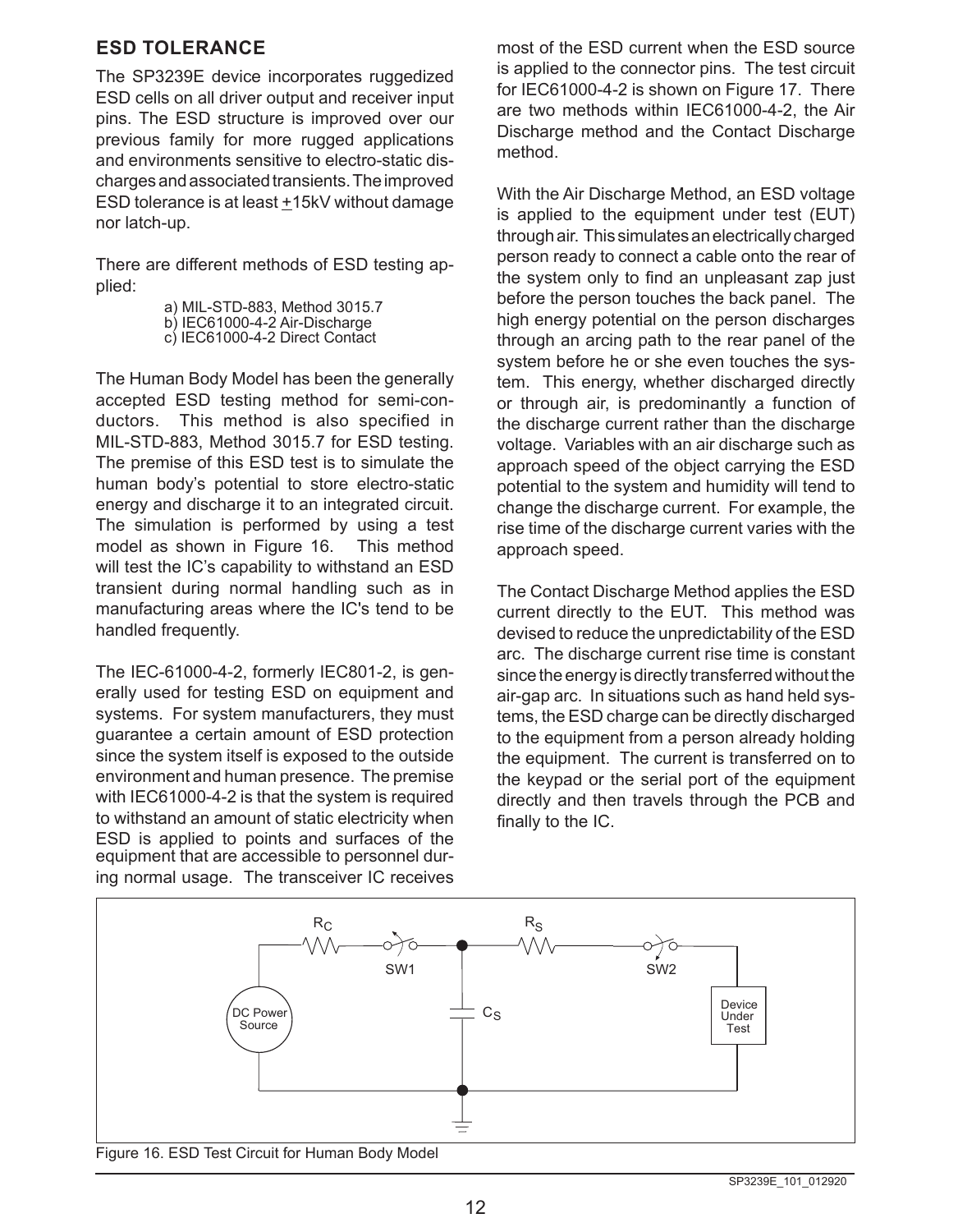## ESD TOLERANCE

The SP3239E device incorporates ruggedized ESD cells on all driver output and receiver input pins. The ESD structure is improved over our previous family for more rugged applications and environments sensitive to electro-static discharges and associated transients. The improved ESD tolerance is at least ±15kV without damage nor latch-up.

There are different methods of ESD testing applied:

a) MIL-STD-883, Method 3015.7
b) IEC61000-4-2 Air-Discharge
c) IEC61000-4-2 Direct Contact

The Human Body Model has been the generally accepted ESD testing method for semi-conductors. This method is also specified in MIL-STD-883, Method 3015.7 for ESD testing. The premise of this ESD test is to simulate the human body's potential to store electro-static energy and discharge it to an integrated circuit. The simulation is performed by using a test model as shown in Figure 16. This method will test the IC's capability to withstand an ESD transient during normal handling such as in manufacturing areas where the IC's tend to be handled frequently.

The IEC-61000-4-2, formerly IEC801-2, is generally used for testing ESD on equipment and systems. For system manufacturers, they must guarantee a certain amount of ESD protection since the system itself is exposed to the outside environment and human presence. The premise with IEC61000-4-2 is that the system is required to withstand an amount of static electricity when ESD is applied to points and surfaces of the equipment that are accessible to personnel during normal usage. The transceiver IC receives most of the ESD current when the ESD source is applied to the connector pins. The test circuit for IEC61000-4-2 is shown on Figure 17. There are two methods within IEC61000-4-2, the Air Discharge method and the Contact Discharge method.

With the Air Discharge Method, an ESD voltage is applied to the equipment under test (EUT) through air. This simulates an electrically charged person ready to connect a cable onto the rear of the system only to find an unpleasant zap just before the person touches the back panel. The high energy potential on the person discharges through an arcing path to the rear panel of the system before he or she even touches the system. This energy, whether discharged directly or through air, is predominantly a function of the discharge current rather than the discharge voltage. Variables with an air discharge such as approach speed of the object carrying the ESD potential to the system and humidity will tend to change the discharge current. For example, the rise time of the discharge current varies with the approach speed.

The Contact Discharge Method applies the ESD current directly to the EUT. This method was devised to reduce the unpredictability of the ESD arc. The discharge current rise time is constant since the energy is directly transferred without the air-gap arc. In situations such as hand held systems, the ESD charge can be directly discharged to the equipment from a person already holding the equipment. The current is transferred on to the keypad or the serial port of the equipment directly and then travels through the PCB and finally to the IC.

$R_C$ SW1 $R_S$ SW2 $C_S$ DC Power Source Device Under Test

Figure 16. ESD Test Circuit for Human Body Model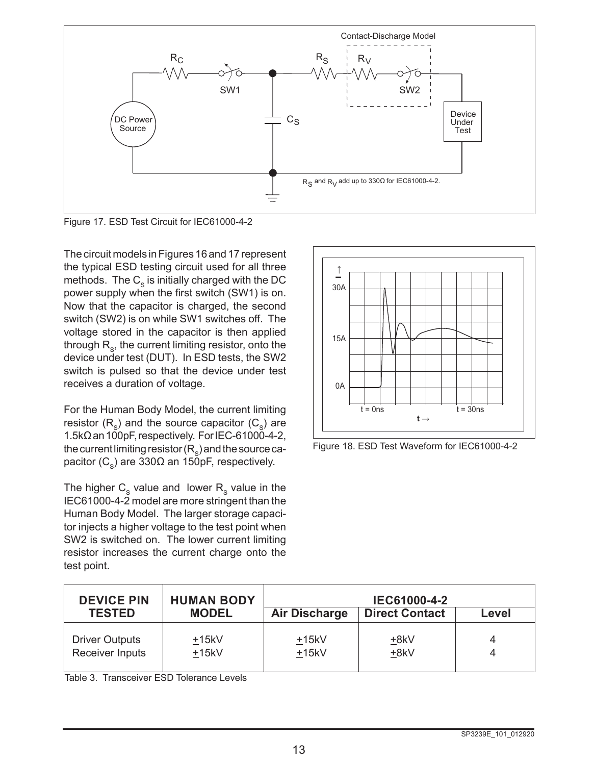Figure 17. ESD Test Circuit for IEC61000-4-2

The circuit models in Figures 16 and 17 represent the typical ESD testing circuit used for all three methods. The $C_S$ is initially charged with the DC power supply when the first switch (SW1) is on. Now that the capacitor is charged, the second switch (SW2) is on while SW1 switches off. The voltage stored in the capacitor is then applied through $R_S$, the current limiting resistor, onto the device under test (DUT). In ESD tests, the SW2 switch is pulsed so that the device under test receives a duration of voltage.

For the Human Body Model, the current limiting resistor ($R_S$) and the source capacitor ($C_S$) are 1.5kΩ an 100pF, respectively. For IEC-61000-4-2, the current limiting resistor ($R_S$) and the source capacitor ($C_S$) are 330Ω an 150pF, respectively.

The higher $C_S$ value and lower $R_S$ value in the IEC61000-4-2 model are more stringent than the Human Body Model. The larger storage capacitor injects a higher voltage to the test point when SW2 is switched on. The lower current limiting resistor increases the current charge onto the test point.

Figure 18. ESD Test Waveform for IEC61000-4-2

| DEVICE PIN TESTED | HUMAN BODY MODEL | IEC61000-4-2 | | |
|---|---|---|---|---|
| | | Air Discharge | Direct Contact | Level |
| Driver Outputs | ±15kV | ±15kV | ±8kV | 4 |
| Receiver Inputs | ±15kV | ±15kV | ±8kV | 4 |

Table 3. Transceiver ESD Tolerance Levels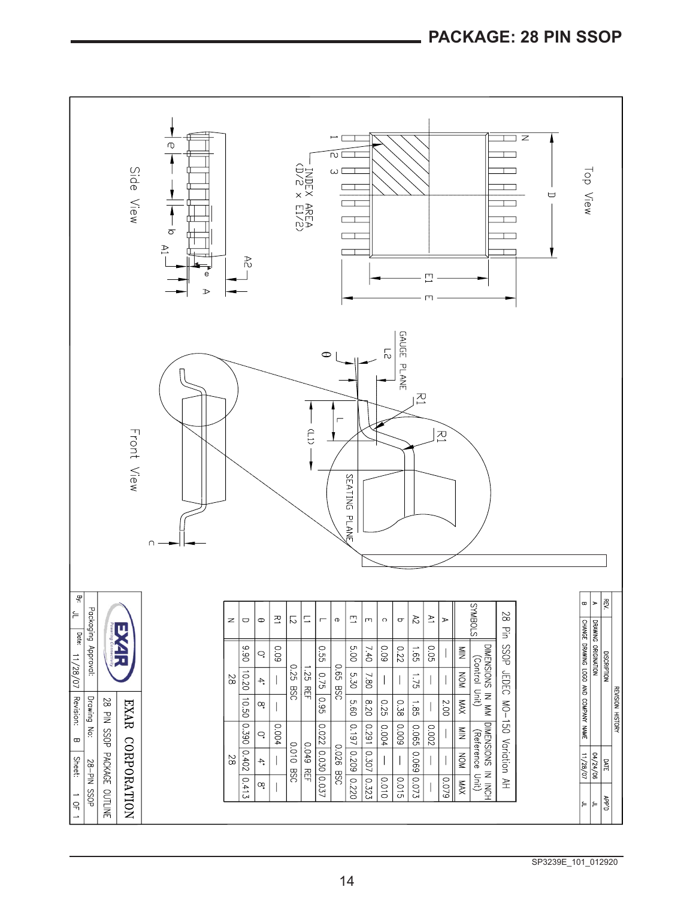## PACKAGE: 28 PIN SSOP

Top View

Side View

Front View

INDEX AREA (D/2 x E1/2)

GAUGE PLANE

SEATING PLANE

**28 Pin SSOP JEDEC MO-150 Variation AH**

| SYMBOLS | DIMENSIONS IN MM (Control Unit) | | | DIMENSIONS IN INCH (Reference Unit) | | |
|---|---|---|---|---|---|---|
| | MIN | NOM | MAX | MIN | NOM | MAX |
| A | — | — | 2.00 | — | — | 0.079 |
| A1 | 0.05 | — | — | 0.002 | — | — |
| A2 | 1.65 | 1.75 | 1.85 | 0.065 | 0.069 | 0.073 |
| b | 0.22 | — | 0.38 | 0.009 | — | 0.015 |
| c | 0.09 | — | 0.25 | 0.004 | — | 0.010 |
| E | 7.40 | 7.80 | 8.20 | 0.291 | 0.307 | 0.323 |
| E1 | 5.00 | 5.30 | 5.60 | 0.197 | 0.209 | 0.220 |
| e | 0.65 BSC | | | 0.026 BSC | | |
| L | 0.55 | 0.75 | 0.95 | 0.022 | 0.030 | 0.037 |
| L1 | 1.25 REF | | | 0.049 REF | | |
| L2 | 0.25 BSC | | | 0.010 BSC | | |
| R1 | 0.09 | — | — | 0.004 | — | — |
| θ | 0° | 4° | 8° | 0° | 4° | 8° |
| D | 9.90 | 10.20 | 10.50 | 0.390 | 0.402 | 0.413 |
| N | 28 | | | 28 | | |

**REVISION HISTORY**

| REV. | DISCRIPTION | DATE | APP'D |
|---|---|---|---|
| A | DRAWING ORIGINATION | 04/24/06 | JL |
| B | CHANGE DRAWING LOGO AND COMPANY NAME | 11/28/07 | JL |

EXAR CORPORATION

28 PIN SSOP PACKAGE OUTLINE

| Packaging Approval: | | Drawing No: | 28-PIN SSOP |
|---|---|---|---|
| By: JL | Date: 11/28/07 | Revision: B | Sheet: 1 OF 1 |

SP3239E_101_012920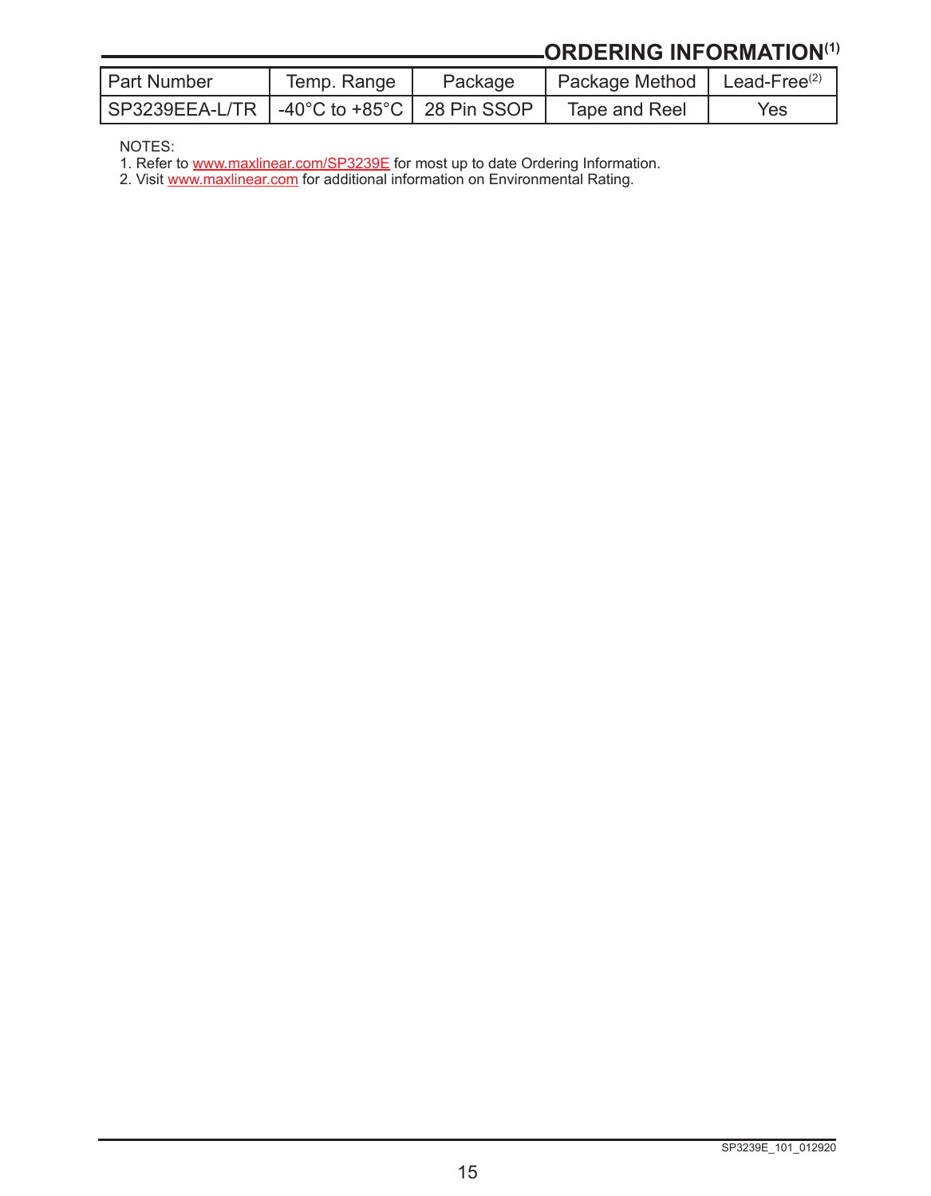## ORDERING INFORMATION[1]

| Part Number | Temp. Range | Package | Package Method | Lead-Free[2] |
|---|---|---|---|---|
| SP3239EEA-L/TR | -40°C to +85°C | 28 Pin SSOP | Tape and Reel | Yes |

NOTES:
1. Refer to www.maxlinear.com/SP3239E for most up to date Ordering Information.
2. Visit www.maxlinear.com for additional information on Environmental Rating.

SP3239E_101_012920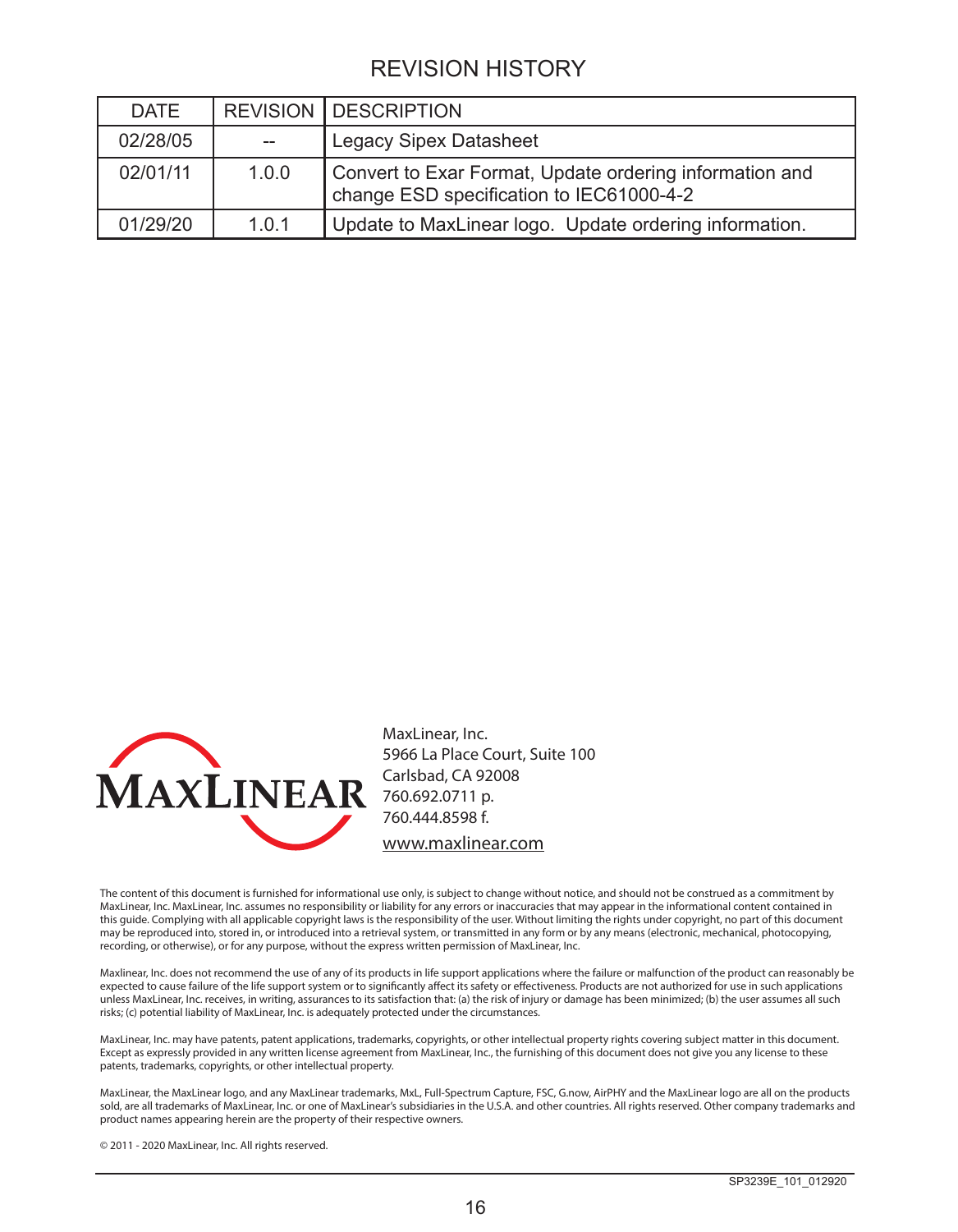# REVISION HISTORY

| DATE | REVISION | DESCRIPTION |
|---|---|---|
| 02/28/05 | -- | Legacy Sipex Datasheet |
| 02/01/11 | 1.0.0 | Convert to Exar Format, Update ordering information and change ESD specification to IEC61000-4-2 |
| 01/29/20 | 1.0.1 | Update to MaxLinear logo. Update ordering information. |

MaxLinear, Inc.
5966 La Place Court, Suite 100
Carlsbad, CA 92008
760.692.0711 p.
760.444.8598 f.
www.maxlinear.com

The content of this document is furnished for informational use only, is subject to change without notice, and should not be construed as a commitment by MaxLinear, Inc. MaxLinear, Inc. assumes no responsibility or liability for any errors or inaccuracies that may appear in the informational content contained in this guide. Complying with all applicable copyright laws is the responsibility of the user. Without limiting the rights under copyright, no part of this document may be reproduced into, stored in, or introduced into a retrieval system, or transmitted in any form or by any means (electronic, mechanical, photocopying, recording, or otherwise), or for any purpose, without the express written permission of MaxLinear, Inc.

Maxlinear, Inc. does not recommend the use of any of its products in life support applications where the failure or malfunction of the product can reasonably be expected to cause failure of the life support system or to significantly affect its safety or effectiveness. Products are not authorized for use in such applications unless MaxLinear, Inc. receives, in writing, assurances to its satisfaction that: (a) the risk of injury or damage has been minimized; (b) the user assumes all such risks; (c) potential liability of MaxLinear, Inc. is adequately protected under the circumstances.

MaxLinear, Inc. may have patents, patent applications, trademarks, copyrights, or other intellectual property rights covering subject matter in this document. Except as expressly provided in any written license agreement from MaxLinear, Inc., the furnishing of this document does not give you any license to these patents, trademarks, copyrights, or other intellectual property.

MaxLinear, the MaxLinear logo, and any MaxLinear trademarks, MxL, Full-Spectrum Capture, FSC, G.now, AirPHY and the MaxLinear logo are all on the products sold, are all trademarks of MaxLinear, Inc. or one of MaxLinear's subsidiaries in the U.S.A. and other countries. All rights reserved. Other company trademarks and product names appearing herein are the property of their respective owners.

© 2011 - 2020 MaxLinear, Inc. All rights reserved.

SP3239E_101_012920